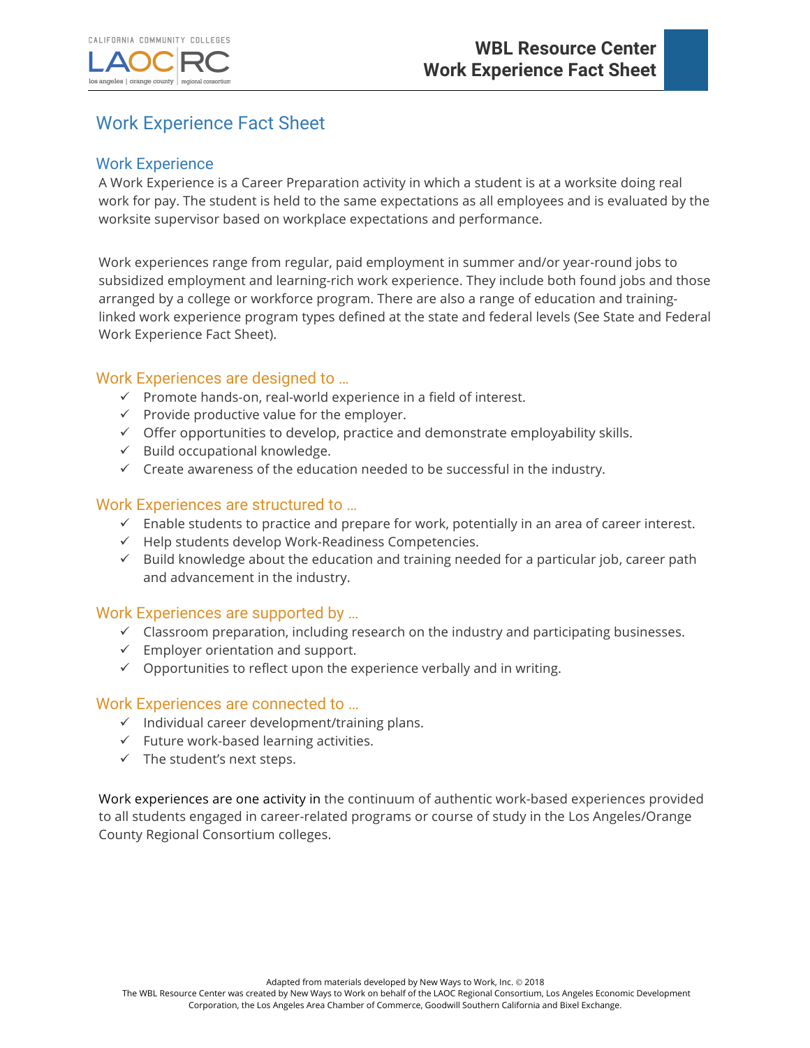# Work Experience Fact Sheet

## Work Experience

A Work Experience is a Career Preparation activity in which a student is at a worksite doing real work for pay. The student is held to the same expectations as all employees and is evaluated by the worksite supervisor based on workplace expectations and performance.

Work experiences range from regular, paid employment in summer and/or year-round jobs to subsidized employment and learning-rich work experience. They include both found jobs and those arranged by a college or workforce program. There are also a range of education and training-linked work experience program types defined at the state and federal levels (See State and Federal Work Experience Fact Sheet).

### Work Experiences are designed to …

- ✓ Promote hands-on, real-world experience in a field of interest.
- ✓ Provide productive value for the employer.
- ✓ Offer opportunities to develop, practice and demonstrate employability skills.
- ✓ Build occupational knowledge.
- ✓ Create awareness of the education needed to be successful in the industry.

### Work Experiences are structured to …

- ✓ Enable students to practice and prepare for work, potentially in an area of career interest.
- ✓ Help students develop Work-Readiness Competencies.
- ✓ Build knowledge about the education and training needed for a particular job, career path and advancement in the industry.

### Work Experiences are supported by …

- ✓ Classroom preparation, including research on the industry and participating businesses.
- ✓ Employer orientation and support.
- ✓ Opportunities to reflect upon the experience verbally and in writing.

### Work Experiences are connected to …

- ✓ Individual career development/training plans.
- ✓ Future work-based learning activities.
- ✓ The student's next steps.

Work experiences are one activity in the continuum of authentic work-based experiences provided to all students engaged in career-related programs or course of study in the Los Angeles/Orange County Regional Consortium colleges.

Adapted from materials developed by New Ways to Work, Inc. © 2018
The WBL Resource Center was created by New Ways to Work on behalf of the LAOC Regional Consortium, Los Angeles Economic Development Corporation, the Los Angeles Area Chamber of Commerce, Goodwill Southern California and Bixel Exchange.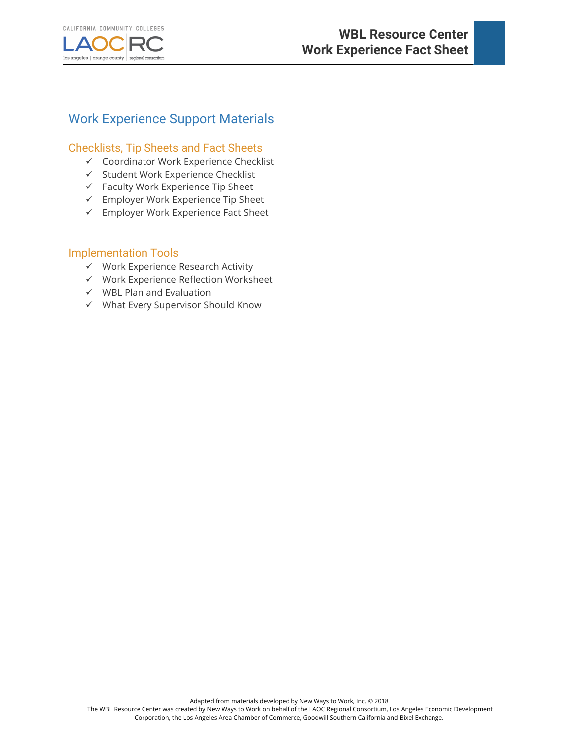## Work Experience Support Materials

### Checklists, Tip Sheets and Fact Sheets

- ✓ Coordinator Work Experience Checklist
- ✓ Student Work Experience Checklist
- ✓ Faculty Work Experience Tip Sheet
- ✓ Employer Work Experience Tip Sheet
- ✓ Employer Work Experience Fact Sheet

### Implementation Tools

- ✓ Work Experience Research Activity
- ✓ Work Experience Reflection Worksheet
- ✓ WBL Plan and Evaluation
- ✓ What Every Supervisor Should Know

Adapted from materials developed by New Ways to Work, Inc. © 2018
The WBL Resource Center was created by New Ways to Work on behalf of the LAOC Regional Consortium, Los Angeles Economic Development Corporation, the Los Angeles Area Chamber of Commerce, Goodwill Southern California and Bixel Exchange.